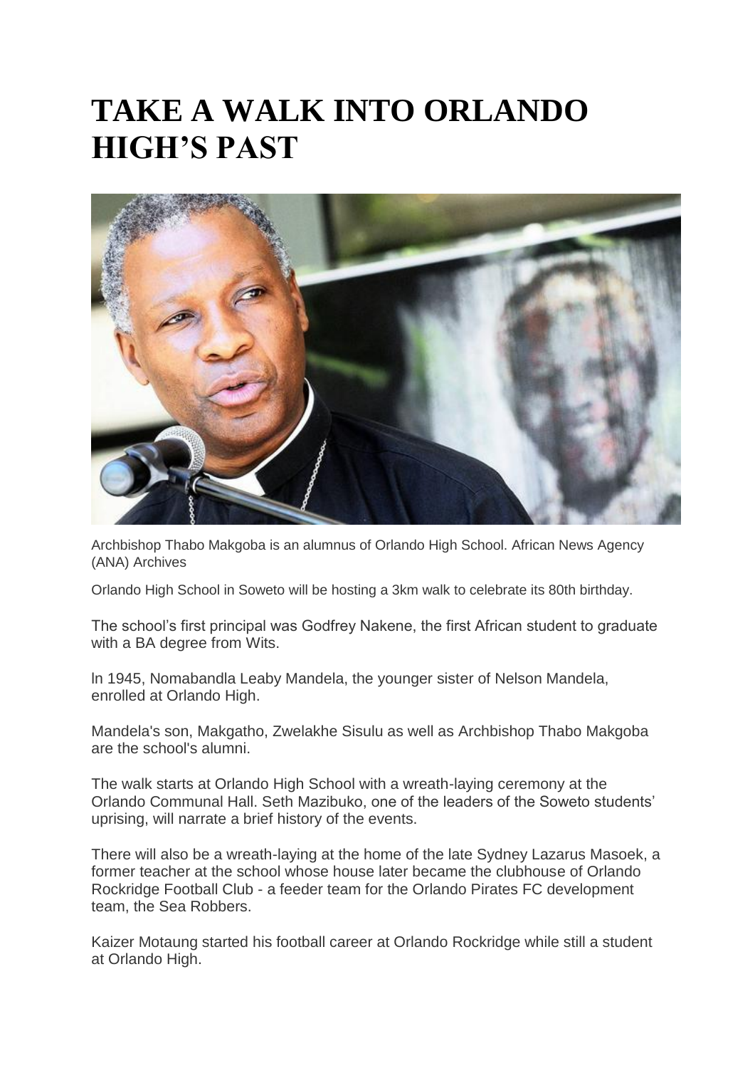# TAKE A WALK INTO ORLANDO HIGH'S PAST

Archbishop Thabo Makgoba is an alumnus of Orlando High School. African News Agency (ANA) Archives

Orlando High School in Soweto will be hosting a 3km walk to celebrate its 80th birthday.

The school's first principal was Godfrey Nakene, the first African student to graduate with a BA degree from Wits.

In 1945, Nomabandla Leaby Mandela, the younger sister of Nelson Mandela, enrolled at Orlando High.

Mandela's son, Makgatho, Zwelakhe Sisulu as well as Archbishop Thabo Makgoba are the school's alumni.

The walk starts at Orlando High School with a wreath-laying ceremony at the Orlando Communal Hall. Seth Mazibuko, one of the leaders of the Soweto students' uprising, will narrate a brief history of the events.

There will also be a wreath-laying at the home of the late Sydney Lazarus Masoek, a former teacher at the school whose house later became the clubhouse of Orlando Rockridge Football Club - a feeder team for the Orlando Pirates FC development team, the Sea Robbers.

Kaizer Motaung started his football career at Orlando Rockridge while still a student at Orlando High.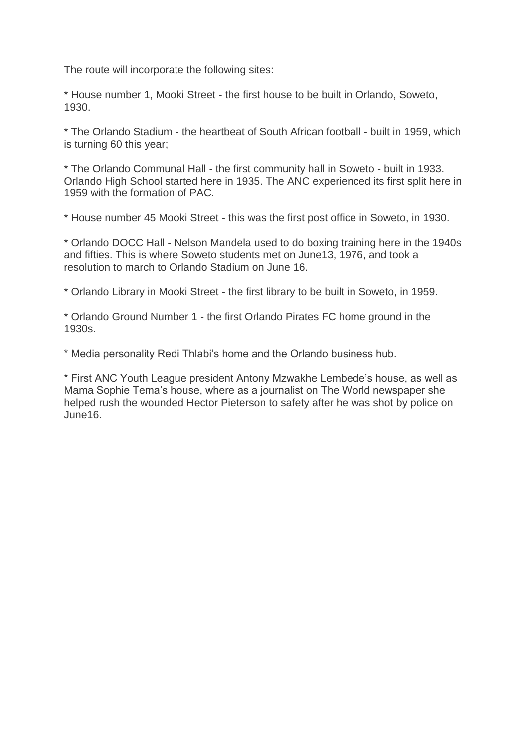The route will incorporate the following sites:

* House number 1, Mooki Street - the first house to be built in Orlando, Soweto, 1930.

* The Orlando Stadium - the heartbeat of South African football - built in 1959, which is turning 60 this year;

* The Orlando Communal Hall - the first community hall in Soweto - built in 1933. Orlando High School started here in 1935. The ANC experienced its first split here in 1959 with the formation of PAC.

* House number 45 Mooki Street - this was the first post office in Soweto, in 1930.

* Orlando DOCC Hall - Nelson Mandela used to do boxing training here in the 1940s and fifties. This is where Soweto students met on June13, 1976, and took a resolution to march to Orlando Stadium on June 16.

* Orlando Library in Mooki Street - the first library to be built in Soweto, in 1959.

* Orlando Ground Number 1 - the first Orlando Pirates FC home ground in the 1930s.

* Media personality Redi Thlabi's home and the Orlando business hub.

* First ANC Youth League president Antony Mzwakhe Lembede's house, as well as Mama Sophie Tema's house, where as a journalist on The World newspaper she helped rush the wounded Hector Pieterson to safety after he was shot by police on June16.